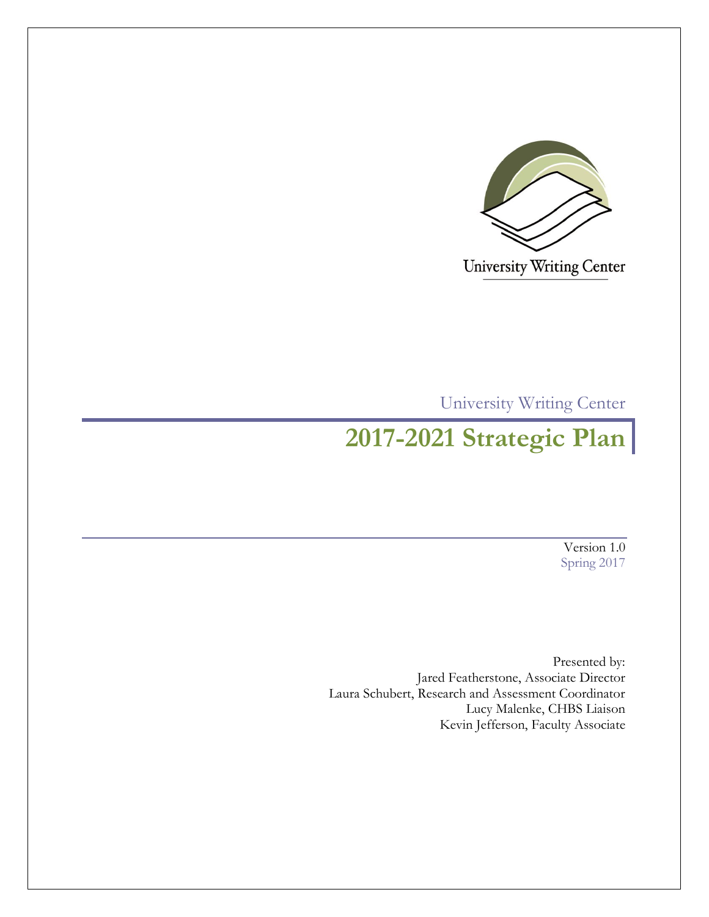University Writing Center

University Writing Center

# 2017-2021 Strategic Plan

Version 1.0
Spring 2017

Presented by:
Jared Featherstone, Associate Director
Laura Schubert, Research and Assessment Coordinator
Lucy Malenke, CHBS Liaison
Kevin Jefferson, Faculty Associate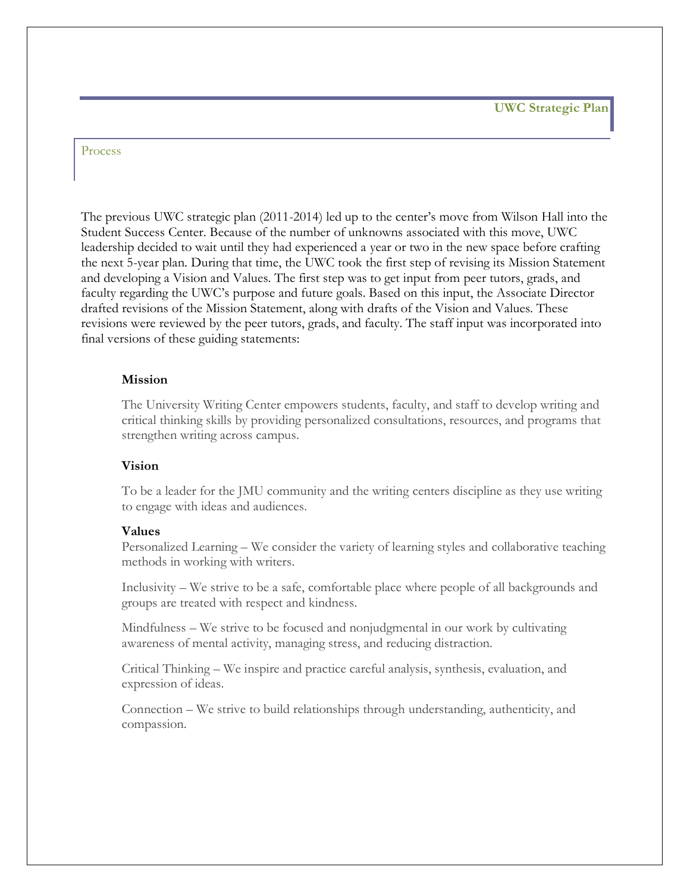## Process

The previous UWC strategic plan (2011-2014) led up to the center's move from Wilson Hall into the Student Success Center. Because of the number of unknowns associated with this move, UWC leadership decided to wait until they had experienced a year or two in the new space before crafting the next 5-year plan. During that time, the UWC took the first step of revising its Mission Statement and developing a Vision and Values. The first step was to get input from peer tutors, grads, and faculty regarding the UWC's purpose and future goals. Based on this input, the Associate Director drafted revisions of the Mission Statement, along with drafts of the Vision and Values. These revisions were reviewed by the peer tutors, grads, and faculty. The staff input was incorporated into final versions of these guiding statements:

**Mission**

The University Writing Center empowers students, faculty, and staff to develop writing and critical thinking skills by providing personalized consultations, resources, and programs that strengthen writing across campus.

**Vision**

To be a leader for the JMU community and the writing centers discipline as they use writing to engage with ideas and audiences.

**Values**

Personalized Learning – We consider the variety of learning styles and collaborative teaching methods in working with writers.

Inclusivity – We strive to be a safe, comfortable place where people of all backgrounds and groups are treated with respect and kindness.

Mindfulness – We strive to be focused and nonjudgmental in our work by cultivating awareness of mental activity, managing stress, and reducing distraction.

Critical Thinking – We inspire and practice careful analysis, synthesis, evaluation, and expression of ideas.

Connection – We strive to build relationships through understanding, authenticity, and compassion.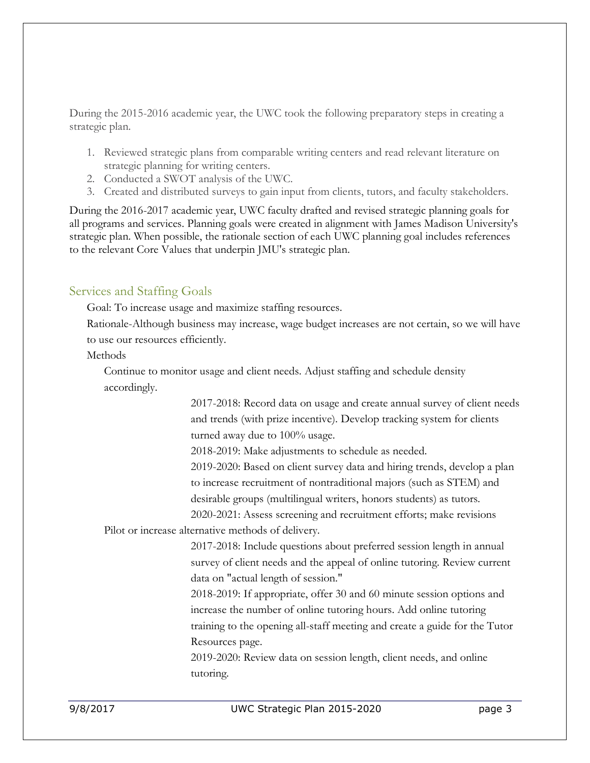During the 2015-2016 academic year, the UWC took the following preparatory steps in creating a strategic plan.

1. Reviewed strategic plans from comparable writing centers and read relevant literature on strategic planning for writing centers.
2. Conducted a SWOT analysis of the UWC.
3. Created and distributed surveys to gain input from clients, tutors, and faculty stakeholders.

During the 2016-2017 academic year, UWC faculty drafted and revised strategic planning goals for all programs and services. Planning goals were created in alignment with James Madison University's strategic plan. When possible, the rationale section of each UWC planning goal includes references to the relevant Core Values that underpin JMU's strategic plan.

## Services and Staffing Goals

Goal: To increase usage and maximize staffing resources.

Rationale-Although business may increase, wage budget increases are not certain, so we will have to use our resources efficiently.

Methods

Continue to monitor usage and client needs. Adjust staffing and schedule density accordingly.

2017-2018: Record data on usage and create annual survey of client needs and trends (with prize incentive). Develop tracking system for clients turned away due to 100% usage.

2018-2019: Make adjustments to schedule as needed.

2019-2020: Based on client survey data and hiring trends, develop a plan to increase recruitment of nontraditional majors (such as STEM) and desirable groups (multilingual writers, honors students) as tutors.

2020-2021: Assess screening and recruitment efforts; make revisions

Pilot or increase alternative methods of delivery.

2017-2018: Include questions about preferred session length in annual survey of client needs and the appeal of online tutoring. Review current data on "actual length of session."

2018-2019: If appropriate, offer 30 and 60 minute session options and increase the number of online tutoring hours. Add online tutoring training to the opening all-staff meeting and create a guide for the Tutor Resources page.

2019-2020: Review data on session length, client needs, and online tutoring.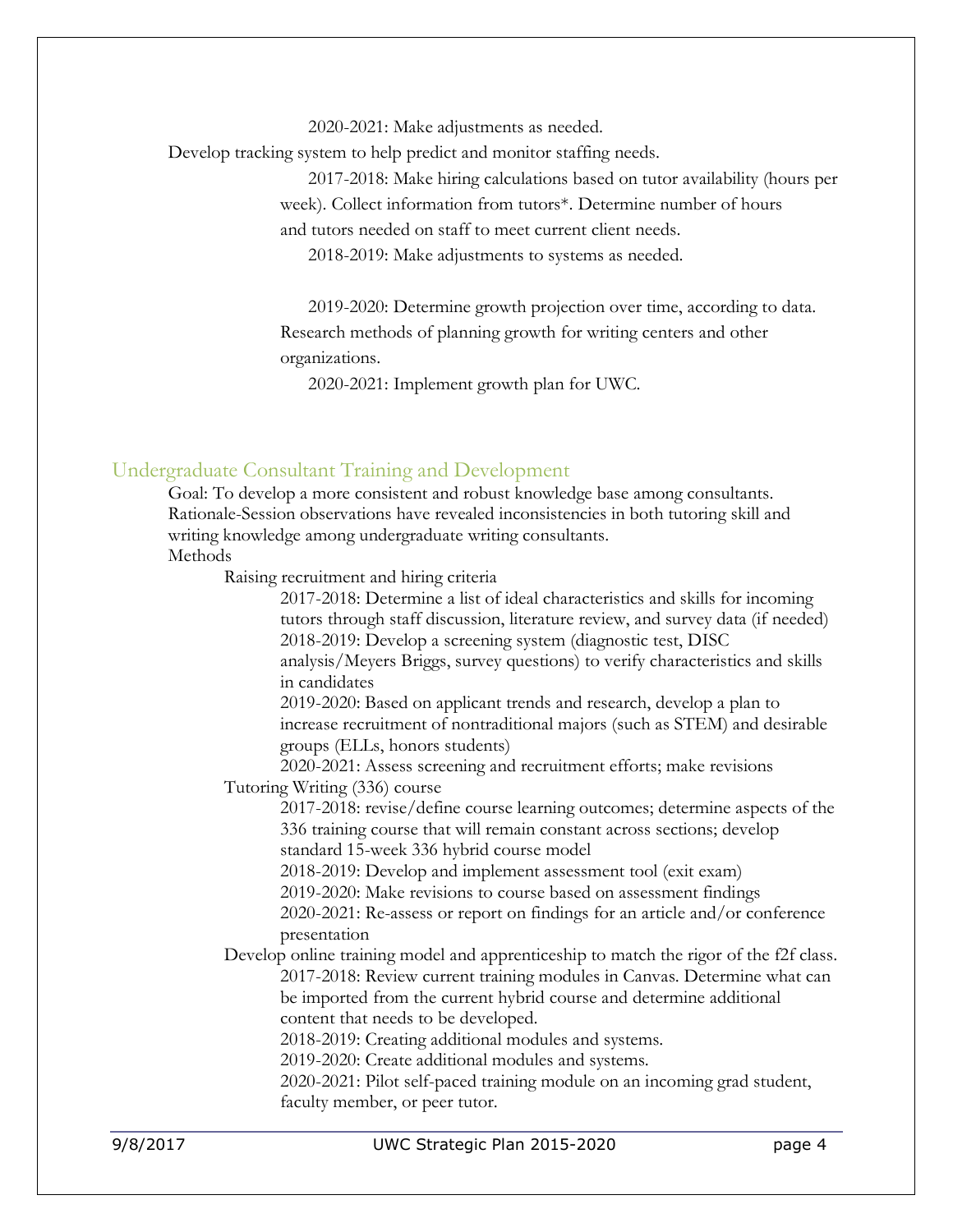2020-2021: Make adjustments as needed.

Develop tracking system to help predict and monitor staffing needs.

2017-2018: Make hiring calculations based on tutor availability (hours per week). Collect information from tutors*. Determine number of hours and tutors needed on staff to meet current client needs.

2018-2019: Make adjustments to systems as needed.

2019-2020: Determine growth projection over time, according to data. Research methods of planning growth for writing centers and other organizations.

2020-2021: Implement growth plan for UWC.

## Undergraduate Consultant Training and Development

Goal: To develop a more consistent and robust knowledge base among consultants.

Rationale-Session observations have revealed inconsistencies in both tutoring skill and writing knowledge among undergraduate writing consultants.

Methods

- Raising recruitment and hiring criteria
  - 2017-2018: Determine a list of ideal characteristics and skills for incoming tutors through staff discussion, literature review, and survey data (if needed)
  - 2018-2019: Develop a screening system (diagnostic test, DISC analysis/Meyers Briggs, survey questions) to verify characteristics and skills in candidates
  - 2019-2020: Based on applicant trends and research, develop a plan to increase recruitment of nontraditional majors (such as STEM) and desirable groups (ELLs, honors students)
  - 2020-2021: Assess screening and recruitment efforts; make revisions
- Tutoring Writing (336) course
  - 2017-2018: revise/define course learning outcomes; determine aspects of the 336 training course that will remain constant across sections; develop standard 15-week 336 hybrid course model
  - 2018-2019: Develop and implement assessment tool (exit exam)
  - 2019-2020: Make revisions to course based on assessment findings
  - 2020-2021: Re-assess or report on findings for an article and/or conference presentation
- Develop online training model and apprenticeship to match the rigor of the f2f class.
  - 2017-2018: Review current training modules in Canvas. Determine what can be imported from the current hybrid course and determine additional content that needs to be developed.
  - 2018-2019: Creating additional modules and systems.
  - 2019-2020: Create additional modules and systems.
  - 2020-2021: Pilot self-paced training module on an incoming grad student, faculty member, or peer tutor.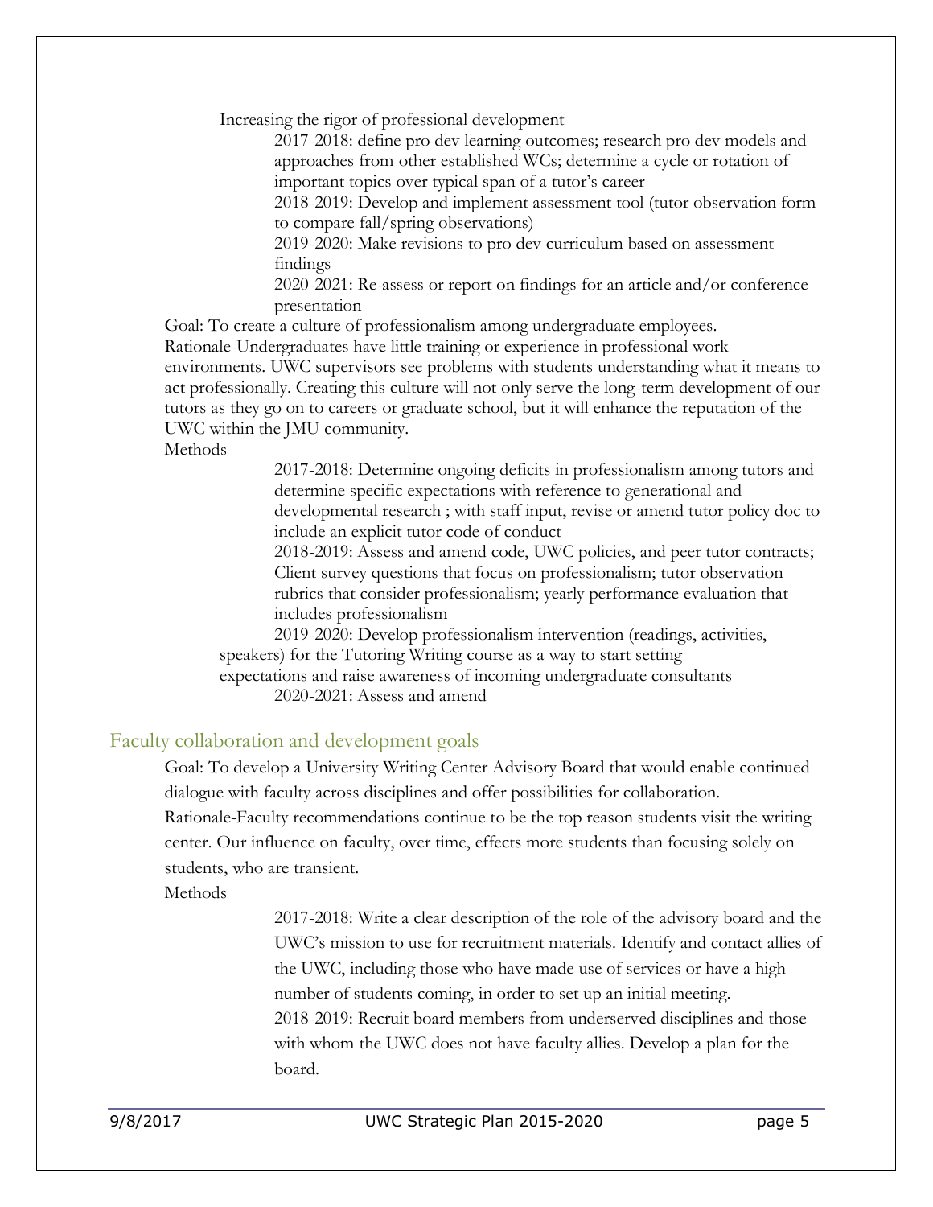Increasing the rigor of professional development

2017-2018: define pro dev learning outcomes; research pro dev models and approaches from other established WCs; determine a cycle or rotation of important topics over typical span of a tutor's career

2018-2019: Develop and implement assessment tool (tutor observation form to compare fall/spring observations)

2019-2020: Make revisions to pro dev curriculum based on assessment findings

2020-2021: Re-assess or report on findings for an article and/or conference presentation

Goal: To create a culture of professionalism among undergraduate employees.

Rationale-Undergraduates have little training or experience in professional work environments. UWC supervisors see problems with students understanding what it means to act professionally. Creating this culture will not only serve the long-term development of our tutors as they go on to careers or graduate school, but it will enhance the reputation of the UWC within the JMU community.

Methods

2017-2018: Determine ongoing deficits in professionalism among tutors and determine specific expectations with reference to generational and developmental research ; with staff input, revise or amend tutor policy doc to include an explicit tutor code of conduct

2018-2019: Assess and amend code, UWC policies, and peer tutor contracts; Client survey questions that focus on professionalism; tutor observation rubrics that consider professionalism; yearly performance evaluation that includes professionalism

2019-2020: Develop professionalism intervention (readings, activities, speakers) for the Tutoring Writing course as a way to start setting expectations and raise awareness of incoming undergraduate consultants

2020-2021: Assess and amend

## Faculty collaboration and development goals

Goal: To develop a University Writing Center Advisory Board that would enable continued dialogue with faculty across disciplines and offer possibilities for collaboration.

Rationale-Faculty recommendations continue to be the top reason students visit the writing center. Our influence on faculty, over time, effects more students than focusing solely on students, who are transient.

Methods

2017-2018: Write a clear description of the role of the advisory board and the UWC's mission to use for recruitment materials. Identify and contact allies of the UWC, including those who have made use of services or have a high number of students coming, in order to set up an initial meeting.

2018-2019: Recruit board members from underserved disciplines and those with whom the UWC does not have faculty allies. Develop a plan for the board.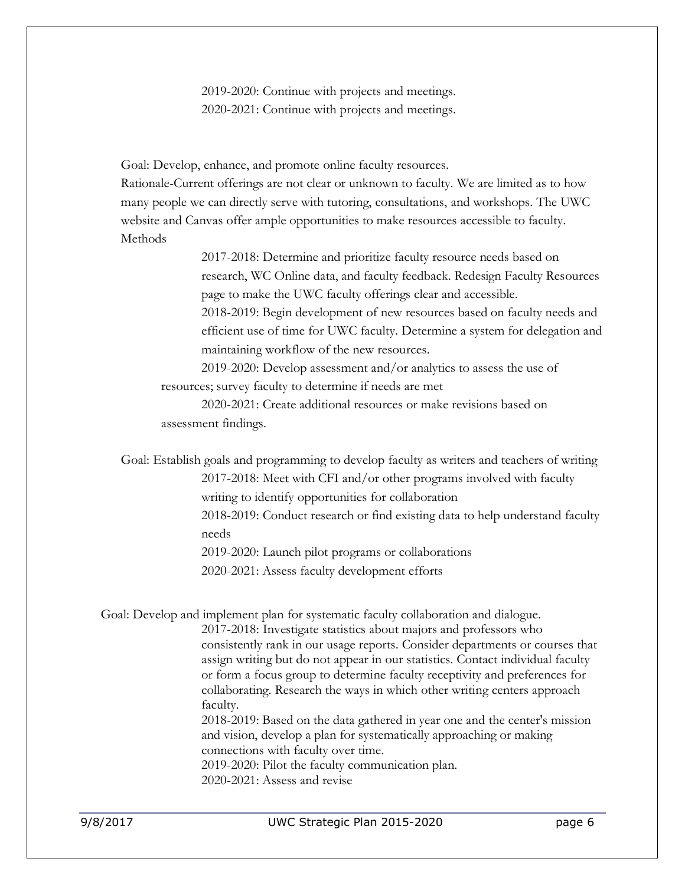2019-2020: Continue with projects and meetings.

2020-2021: Continue with projects and meetings.

Goal: Develop, enhance, and promote online faculty resources.

Rationale-Current offerings are not clear or unknown to faculty. We are limited as to how many people we can directly serve with tutoring, consultations, and workshops. The UWC website and Canvas offer ample opportunities to make resources accessible to faculty.

Methods

2017-2018: Determine and prioritize faculty resource needs based on research, WC Online data, and faculty feedback. Redesign Faculty Resources page to make the UWC faculty offerings clear and accessible.

2018-2019: Begin development of new resources based on faculty needs and efficient use of time for UWC faculty. Determine a system for delegation and maintaining workflow of the new resources.

2019-2020: Develop assessment and/or analytics to assess the use of resources; survey faculty to determine if needs are met

2020-2021: Create additional resources or make revisions based on assessment findings.

Goal: Establish goals and programming to develop faculty as writers and teachers of writing

2017-2018: Meet with CFI and/or other programs involved with faculty writing to identify opportunities for collaboration

2018-2019: Conduct research or find existing data to help understand faculty needs

2019-2020: Launch pilot programs or collaborations

2020-2021: Assess faculty development efforts

Goal: Develop and implement plan for systematic faculty collaboration and dialogue.

2017-2018: Investigate statistics about majors and professors who consistently rank in our usage reports. Consider departments or courses that assign writing but do not appear in our statistics. Contact individual faculty or form a focus group to determine faculty receptivity and preferences for collaborating. Research the ways in which other writing centers approach faculty.

2018-2019: Based on the data gathered in year one and the center's mission and vision, develop a plan for systematically approaching or making connections with faculty over time.

2019-2020: Pilot the faculty communication plan.

2020-2021: Assess and revise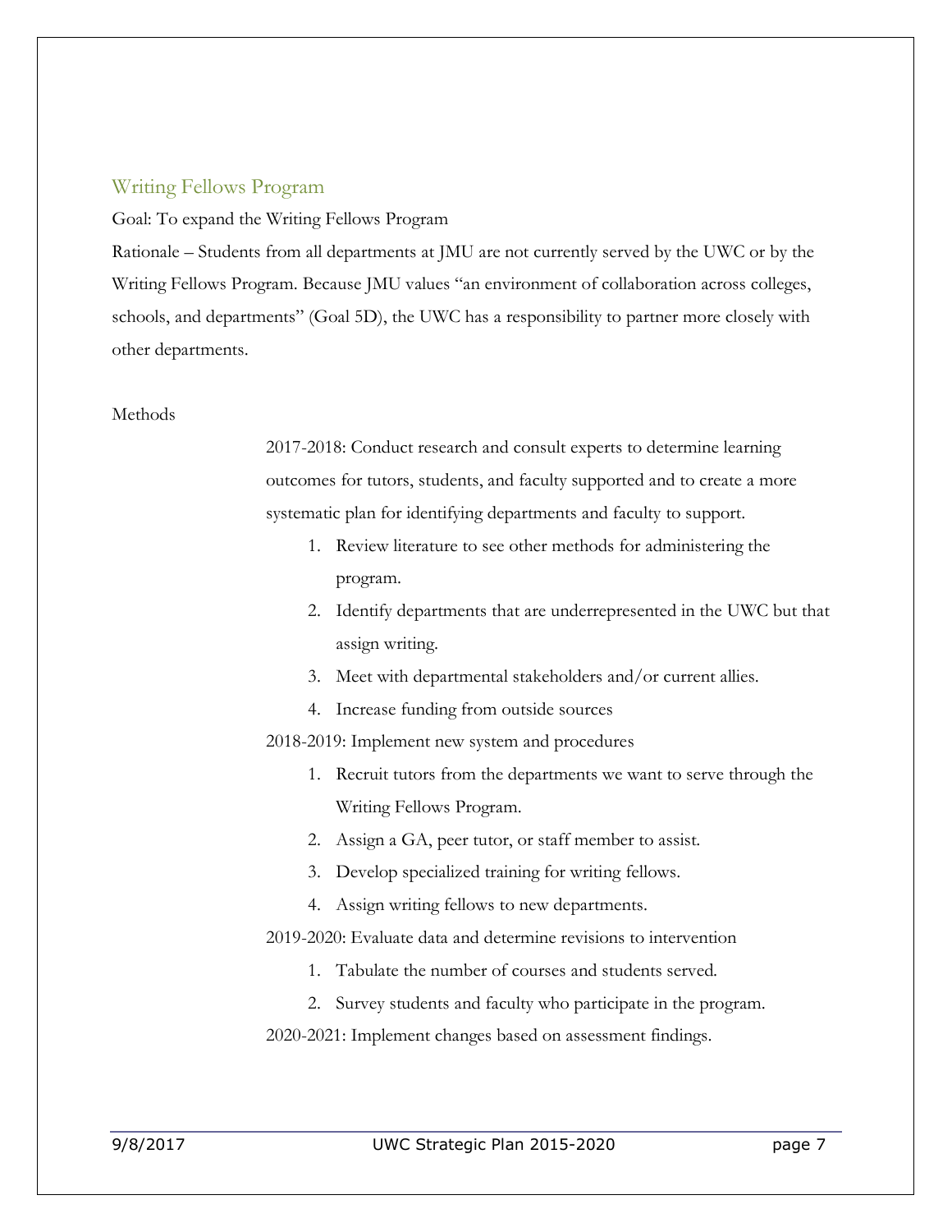## Writing Fellows Program

Goal: To expand the Writing Fellows Program

Rationale – Students from all departments at JMU are not currently served by the UWC or by the Writing Fellows Program. Because JMU values "an environment of collaboration across colleges, schools, and departments" (Goal 5D), the UWC has a responsibility to partner more closely with other departments.

Methods

2017-2018: Conduct research and consult experts to determine learning outcomes for tutors, students, and faculty supported and to create a more systematic plan for identifying departments and faculty to support.

1. Review literature to see other methods for administering the program.
2. Identify departments that are underrepresented in the UWC but that assign writing.
3. Meet with departmental stakeholders and/or current allies.
4. Increase funding from outside sources

2018-2019: Implement new system and procedures

1. Recruit tutors from the departments we want to serve through the Writing Fellows Program.
2. Assign a GA, peer tutor, or staff member to assist.
3. Develop specialized training for writing fellows.
4. Assign writing fellows to new departments.

2019-2020: Evaluate data and determine revisions to intervention

1. Tabulate the number of courses and students served.
2. Survey students and faculty who participate in the program.

2020-2021: Implement changes based on assessment findings.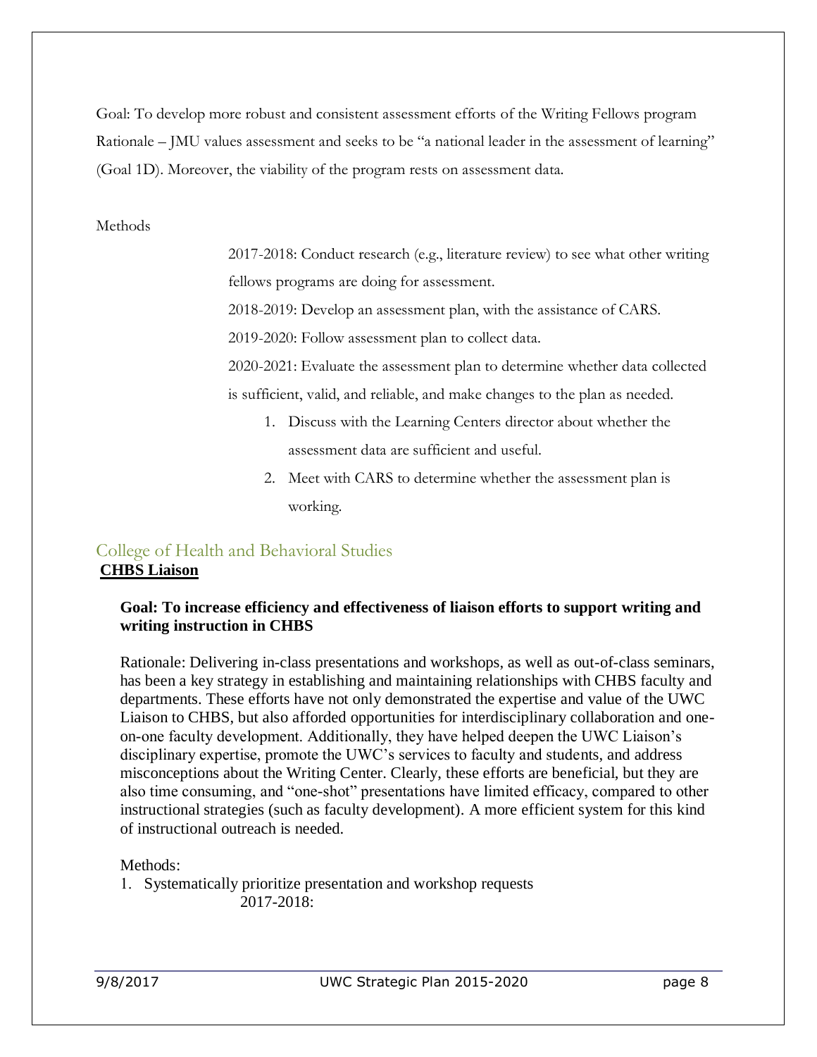Goal: To develop more robust and consistent assessment efforts of the Writing Fellows program

Rationale – JMU values assessment and seeks to be "a national leader in the assessment of learning" (Goal 1D). Moreover, the viability of the program rests on assessment data.

Methods

2017-2018: Conduct research (e.g., literature review) to see what other writing fellows programs are doing for assessment.

2018-2019: Develop an assessment plan, with the assistance of CARS.

2019-2020: Follow assessment plan to collect data.

2020-2021: Evaluate the assessment plan to determine whether data collected is sufficient, valid, and reliable, and make changes to the plan as needed.

1. Discuss with the Learning Centers director about whether the assessment data are sufficient and useful.
2. Meet with CARS to determine whether the assessment plan is working.

## College of Health and Behavioral Studies

### CHBS Liaison

**Goal: To increase efficiency and effectiveness of liaison efforts to support writing and writing instruction in CHBS**

Rationale: Delivering in-class presentations and workshops, as well as out-of-class seminars, has been a key strategy in establishing and maintaining relationships with CHBS faculty and departments. These efforts have not only demonstrated the expertise and value of the UWC Liaison to CHBS, but also afforded opportunities for interdisciplinary collaboration and one-on-one faculty development. Additionally, they have helped deepen the UWC Liaison's disciplinary expertise, promote the UWC's services to faculty and students, and address misconceptions about the Writing Center. Clearly, these efforts are beneficial, but they are also time consuming, and "one-shot" presentations have limited efficacy, compared to other instructional strategies (such as faculty development). A more efficient system for this kind of instructional outreach is needed.

Methods:

1. Systematically prioritize presentation and workshop requests

   2017-2018: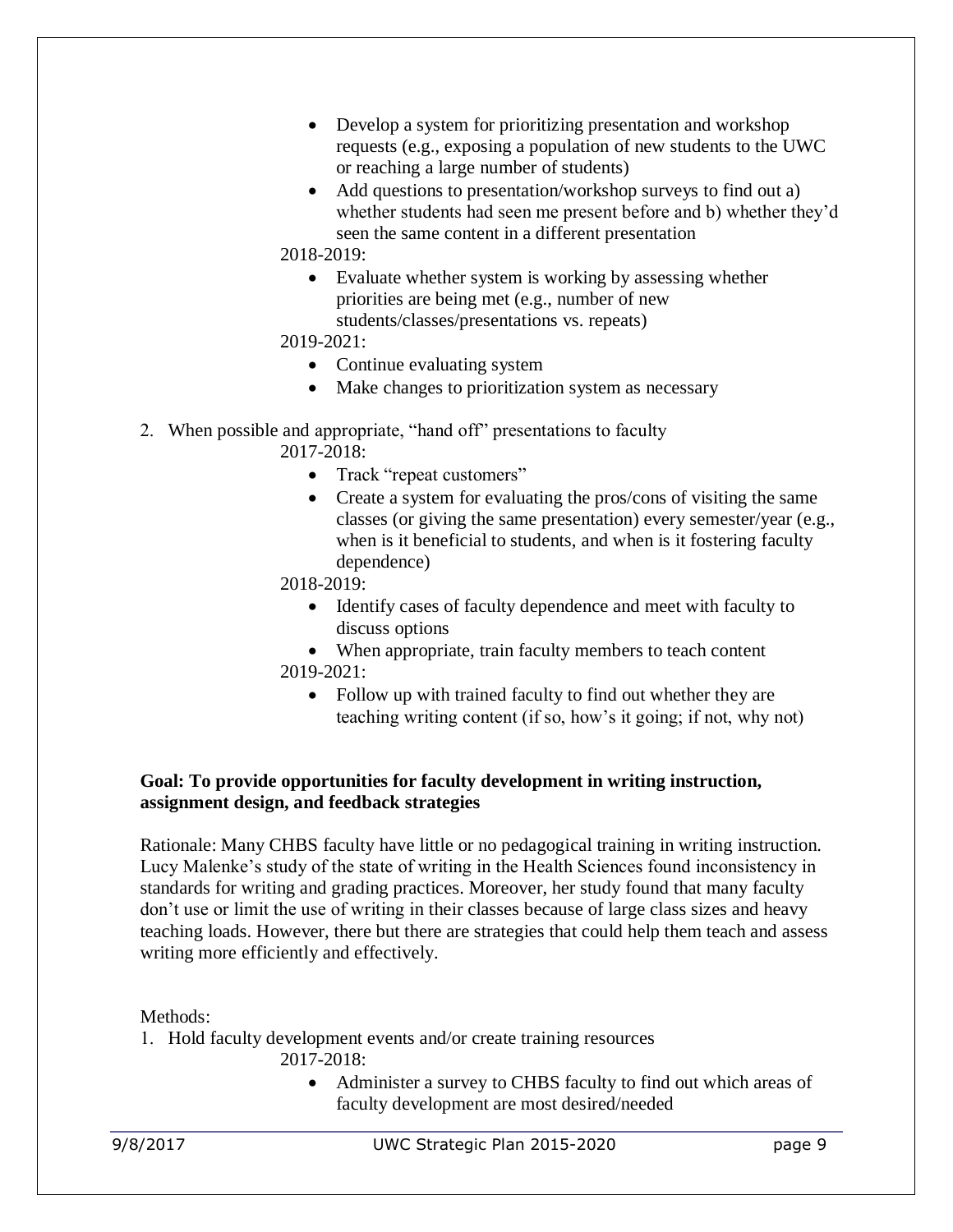- Develop a system for prioritizing presentation and workshop requests (e.g., exposing a population of new students to the UWC or reaching a large number of students)
- Add questions to presentation/workshop surveys to find out a) whether students had seen me present before and b) whether they'd seen the same content in a different presentation

2018-2019:

- Evaluate whether system is working by assessing whether priorities are being met (e.g., number of new students/classes/presentations vs. repeats)

2019-2021:

- Continue evaluating system
- Make changes to prioritization system as necessary

2. When possible and appropriate, "hand off" presentations to faculty

2017-2018:

- Track "repeat customers"
- Create a system for evaluating the pros/cons of visiting the same classes (or giving the same presentation) every semester/year (e.g., when is it beneficial to students, and when is it fostering faculty dependence)

2018-2019:

- Identify cases of faculty dependence and meet with faculty to discuss options
- When appropriate, train faculty members to teach content

2019-2021:

- Follow up with trained faculty to find out whether they are teaching writing content (if so, how's it going; if not, why not)

**Goal: To provide opportunities for faculty development in writing instruction, assignment design, and feedback strategies**

Rationale: Many CHBS faculty have little or no pedagogical training in writing instruction. Lucy Malenke's study of the state of writing in the Health Sciences found inconsistency in standards for writing and grading practices. Moreover, her study found that many faculty don't use or limit the use of writing in their classes because of large class sizes and heavy teaching loads. However, there but there are strategies that could help them teach and assess writing more efficiently and effectively.

Methods:

1. Hold faculty development events and/or create training resources

2017-2018:

- Administer a survey to CHBS faculty to find out which areas of faculty development are most desired/needed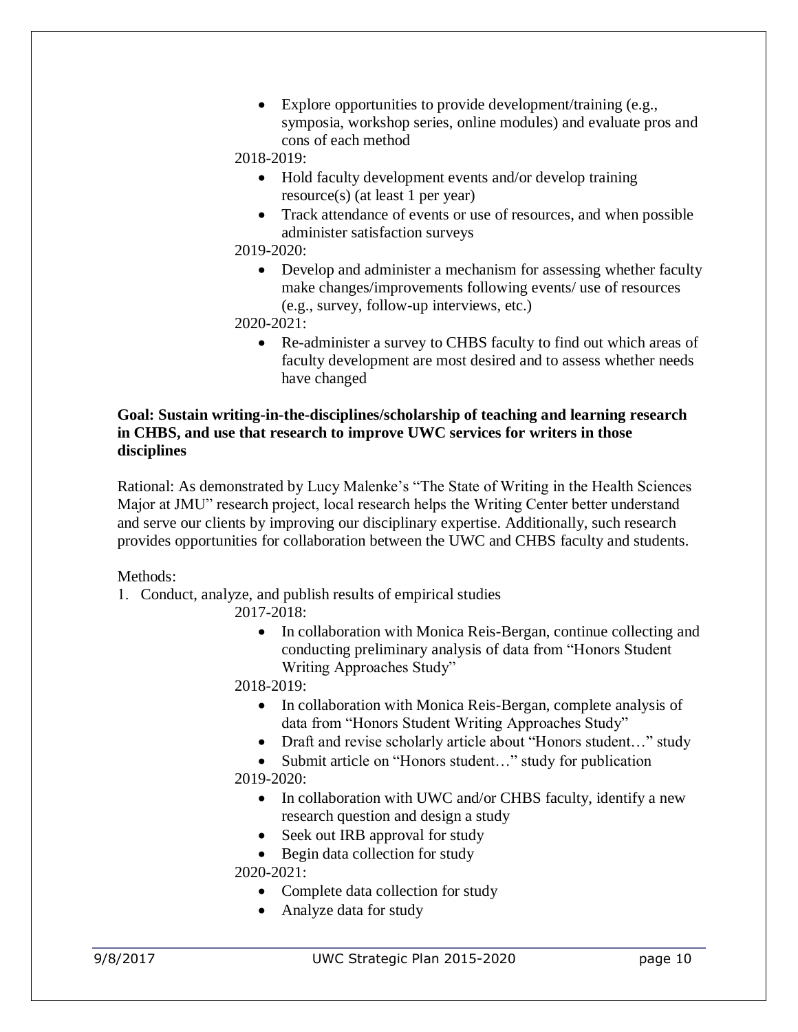- Explore opportunities to provide development/training (e.g., symposia, workshop series, online modules) and evaluate pros and cons of each method

2018-2019:

- Hold faculty development events and/or develop training resource(s) (at least 1 per year)
- Track attendance of events or use of resources, and when possible administer satisfaction surveys

2019-2020:

- Develop and administer a mechanism for assessing whether faculty make changes/improvements following events/ use of resources (e.g., survey, follow-up interviews, etc.)

2020-2021:

- Re-administer a survey to CHBS faculty to find out which areas of faculty development are most desired and to assess whether needs have changed

**Goal: Sustain writing-in-the-disciplines/scholarship of teaching and learning research in CHBS, and use that research to improve UWC services for writers in those disciplines**

Rational: As demonstrated by Lucy Malenke's "The State of Writing in the Health Sciences Major at JMU" research project, local research helps the Writing Center better understand and serve our clients by improving our disciplinary expertise. Additionally, such research provides opportunities for collaboration between the UWC and CHBS faculty and students.

Methods:

1. Conduct, analyze, and publish results of empirical studies

2017-2018:

- In collaboration with Monica Reis-Bergan, continue collecting and conducting preliminary analysis of data from "Honors Student Writing Approaches Study"

2018-2019:

- In collaboration with Monica Reis-Bergan, complete analysis of data from "Honors Student Writing Approaches Study"
- Draft and revise scholarly article about "Honors student…" study
- Submit article on "Honors student…" study for publication

2019-2020:

- In collaboration with UWC and/or CHBS faculty, identify a new research question and design a study
- Seek out IRB approval for study
- Begin data collection for study

2020-2021:

- Complete data collection for study
- Analyze data for study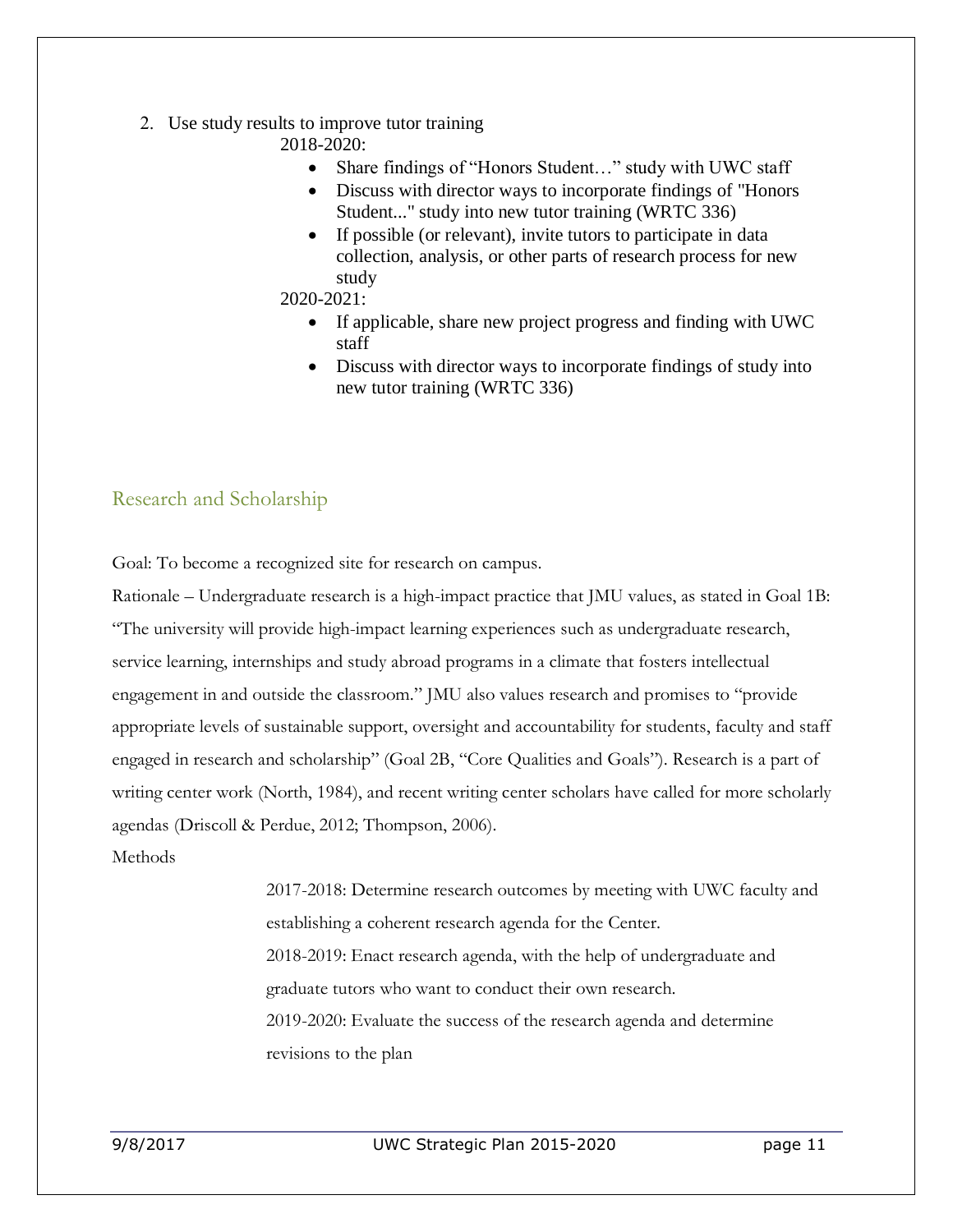2. Use study results to improve tutor training

   2018-2020:

   - Share findings of "Honors Student…" study with UWC staff
   - Discuss with director ways to incorporate findings of "Honors Student..." study into new tutor training (WRTC 336)
   - If possible (or relevant), invite tutors to participate in data collection, analysis, or other parts of research process for new study

   2020-2021:

   - If applicable, share new project progress and finding with UWC staff
   - Discuss with director ways to incorporate findings of study into new tutor training (WRTC 336)

## Research and Scholarship

Goal: To become a recognized site for research on campus.

Rationale – Undergraduate research is a high-impact practice that JMU values, as stated in Goal 1B: "The university will provide high-impact learning experiences such as undergraduate research, service learning, internships and study abroad programs in a climate that fosters intellectual engagement in and outside the classroom." JMU also values research and promises to "provide appropriate levels of sustainable support, oversight and accountability for students, faculty and staff engaged in research and scholarship" (Goal 2B, "Core Qualities and Goals"). Research is a part of writing center work (North, 1984), and recent writing center scholars have called for more scholarly agendas (Driscoll & Perdue, 2012; Thompson, 2006).

Methods

2017-2018: Determine research outcomes by meeting with UWC faculty and establishing a coherent research agenda for the Center.

2018-2019: Enact research agenda, with the help of undergraduate and graduate tutors who want to conduct their own research.

2019-2020: Evaluate the success of the research agenda and determine revisions to the plan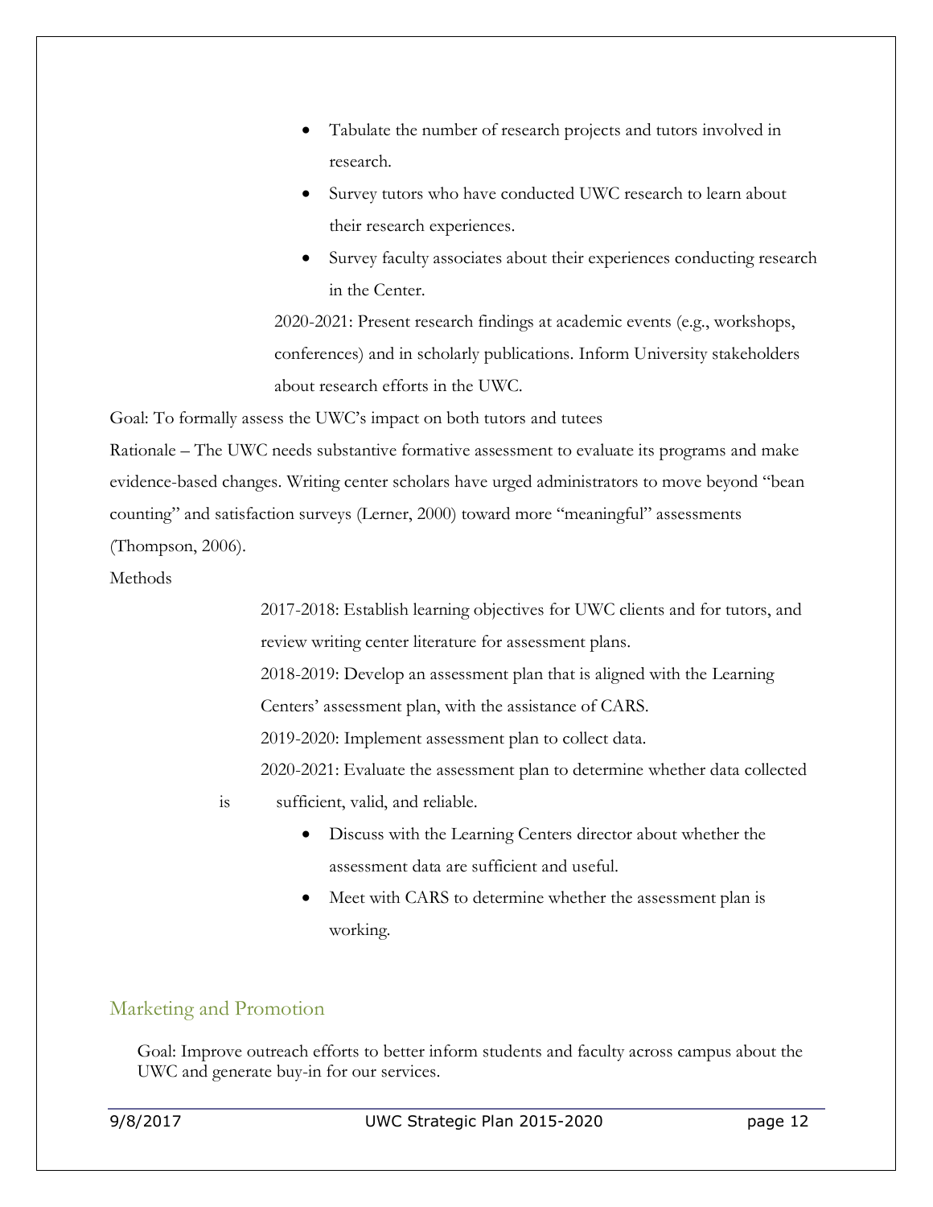- Tabulate the number of research projects and tutors involved in research.
- Survey tutors who have conducted UWC research to learn about their research experiences.
- Survey faculty associates about their experiences conducting research in the Center.

2020-2021: Present research findings at academic events (e.g., workshops, conferences) and in scholarly publications. Inform University stakeholders about research efforts in the UWC.

Goal: To formally assess the UWC's impact on both tutors and tutees

Rationale – The UWC needs substantive formative assessment to evaluate its programs and make evidence-based changes. Writing center scholars have urged administrators to move beyond "bean counting" and satisfaction surveys (Lerner, 2000) toward more "meaningful" assessments (Thompson, 2006).

Methods

2017-2018: Establish learning objectives for UWC clients and for tutors, and review writing center literature for assessment plans.

2018-2019: Develop an assessment plan that is aligned with the Learning Centers' assessment plan, with the assistance of CARS.

2019-2020: Implement assessment plan to collect data.

2020-2021: Evaluate the assessment plan to determine whether data collected is sufficient, valid, and reliable.

- Discuss with the Learning Centers director about whether the assessment data are sufficient and useful.
- Meet with CARS to determine whether the assessment plan is working.

## Marketing and Promotion

Goal: Improve outreach efforts to better inform students and faculty across campus about the UWC and generate buy-in for our services.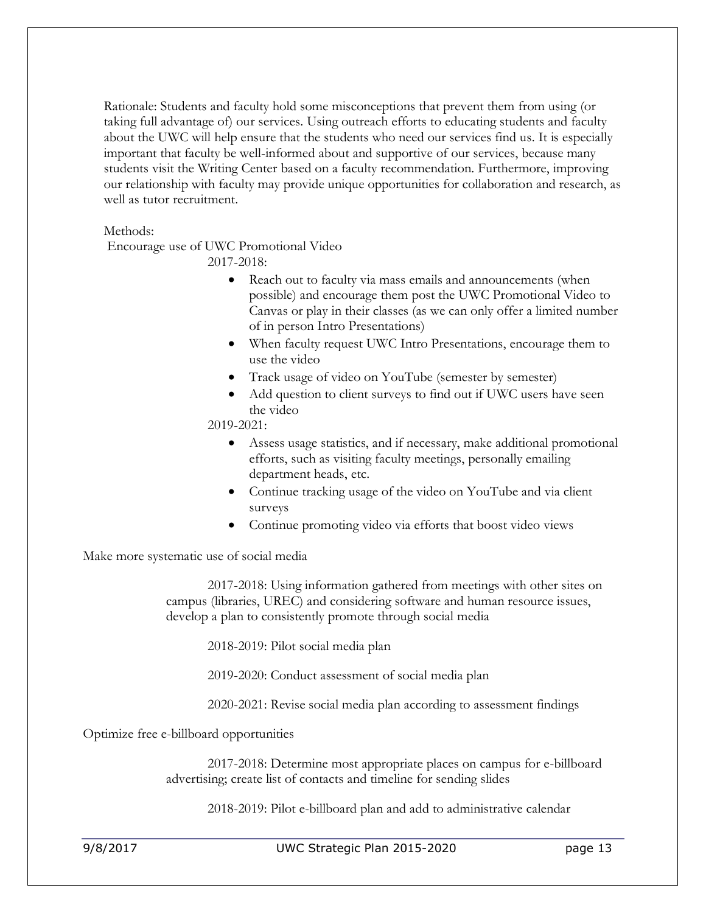Rationale: Students and faculty hold some misconceptions that prevent them from using (or taking full advantage of) our services. Using outreach efforts to educating students and faculty about the UWC will help ensure that the students who need our services find us. It is especially important that faculty be well-informed about and supportive of our services, because many students visit the Writing Center based on a faculty recommendation. Furthermore, improving our relationship with faculty may provide unique opportunities for collaboration and research, as well as tutor recruitment.

Methods:

Encourage use of UWC Promotional Video

2017-2018:

- Reach out to faculty via mass emails and announcements (when possible) and encourage them post the UWC Promotional Video to Canvas or play in their classes (as we can only offer a limited number of in person Intro Presentations)
- When faculty request UWC Intro Presentations, encourage them to use the video
- Track usage of video on YouTube (semester by semester)
- Add question to client surveys to find out if UWC users have seen the video

2019-2021:

- Assess usage statistics, and if necessary, make additional promotional efforts, such as visiting faculty meetings, personally emailing department heads, etc.
- Continue tracking usage of the video on YouTube and via client surveys
- Continue promoting video via efforts that boost video views

Make more systematic use of social media

2017-2018: Using information gathered from meetings with other sites on campus (libraries, UREC) and considering software and human resource issues, develop a plan to consistently promote through social media

2018-2019: Pilot social media plan

2019-2020: Conduct assessment of social media plan

2020-2021: Revise social media plan according to assessment findings

Optimize free e-billboard opportunities

2017-2018: Determine most appropriate places on campus for e-billboard advertising; create list of contacts and timeline for sending slides

2018-2019: Pilot e-billboard plan and add to administrative calendar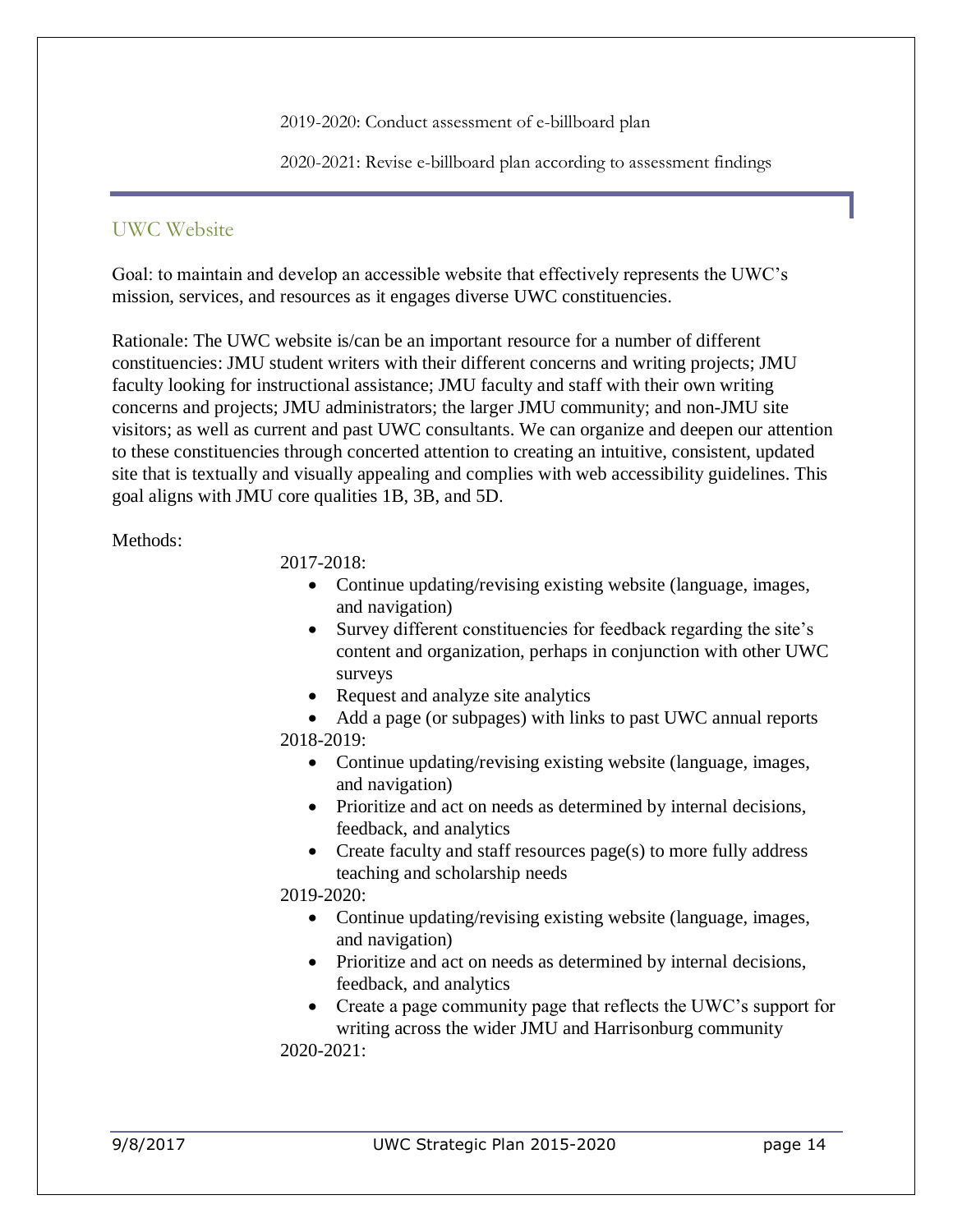2019-2020: Conduct assessment of e-billboard plan

2020-2021: Revise e-billboard plan according to assessment findings

---

## UWC Website

Goal: to maintain and develop an accessible website that effectively represents the UWC's mission, services, and resources as it engages diverse UWC constituencies.

Rationale: The UWC website is/can be an important resource for a number of different constituencies: JMU student writers with their different concerns and writing projects; JMU faculty looking for instructional assistance; JMU faculty and staff with their own writing concerns and projects; JMU administrators; the larger JMU community; and non-JMU site visitors; as well as current and past UWC consultants. We can organize and deepen our attention to these constituencies through concerted attention to creating an intuitive, consistent, updated site that is textually and visually appealing and complies with web accessibility guidelines. This goal aligns with JMU core qualities 1B, 3B, and 5D.

Methods:

2017-2018:

- Continue updating/revising existing website (language, images, and navigation)
- Survey different constituencies for feedback regarding the site's content and organization, perhaps in conjunction with other UWC surveys
- Request and analyze site analytics
- Add a page (or subpages) with links to past UWC annual reports

2018-2019:

- Continue updating/revising existing website (language, images, and navigation)
- Prioritize and act on needs as determined by internal decisions, feedback, and analytics
- Create faculty and staff resources page(s) to more fully address teaching and scholarship needs

2019-2020:

- Continue updating/revising existing website (language, images, and navigation)
- Prioritize and act on needs as determined by internal decisions, feedback, and analytics
- Create a page community page that reflects the UWC's support for writing across the wider JMU and Harrisonburg community

2020-2021: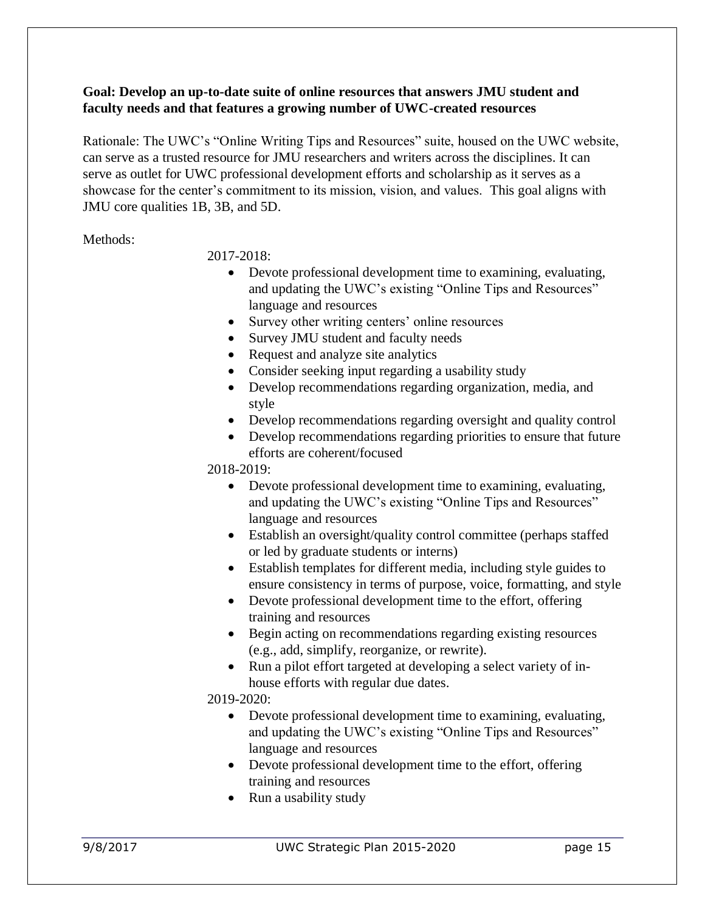**Goal: Develop an up-to-date suite of online resources that answers JMU student and faculty needs and that features a growing number of UWC-created resources**

Rationale: The UWC's "Online Writing Tips and Resources" suite, housed on the UWC website, can serve as a trusted resource for JMU researchers and writers across the disciplines. It can serve as outlet for UWC professional development efforts and scholarship as it serves as a showcase for the center's commitment to its mission, vision, and values. This goal aligns with JMU core qualities 1B, 3B, and 5D.

Methods:

2017-2018:

- Devote professional development time to examining, evaluating, and updating the UWC's existing "Online Tips and Resources" language and resources
- Survey other writing centers' online resources
- Survey JMU student and faculty needs
- Request and analyze site analytics
- Consider seeking input regarding a usability study
- Develop recommendations regarding organization, media, and style
- Develop recommendations regarding oversight and quality control
- Develop recommendations regarding priorities to ensure that future efforts are coherent/focused

2018-2019:

- Devote professional development time to examining, evaluating, and updating the UWC's existing "Online Tips and Resources" language and resources
- Establish an oversight/quality control committee (perhaps staffed or led by graduate students or interns)
- Establish templates for different media, including style guides to ensure consistency in terms of purpose, voice, formatting, and style
- Devote professional development time to the effort, offering training and resources
- Begin acting on recommendations regarding existing resources (e.g., add, simplify, reorganize, or rewrite).
- Run a pilot effort targeted at developing a select variety of in-house efforts with regular due dates.

2019-2020:

- Devote professional development time to examining, evaluating, and updating the UWC's existing "Online Tips and Resources" language and resources
- Devote professional development time to the effort, offering training and resources
- Run a usability study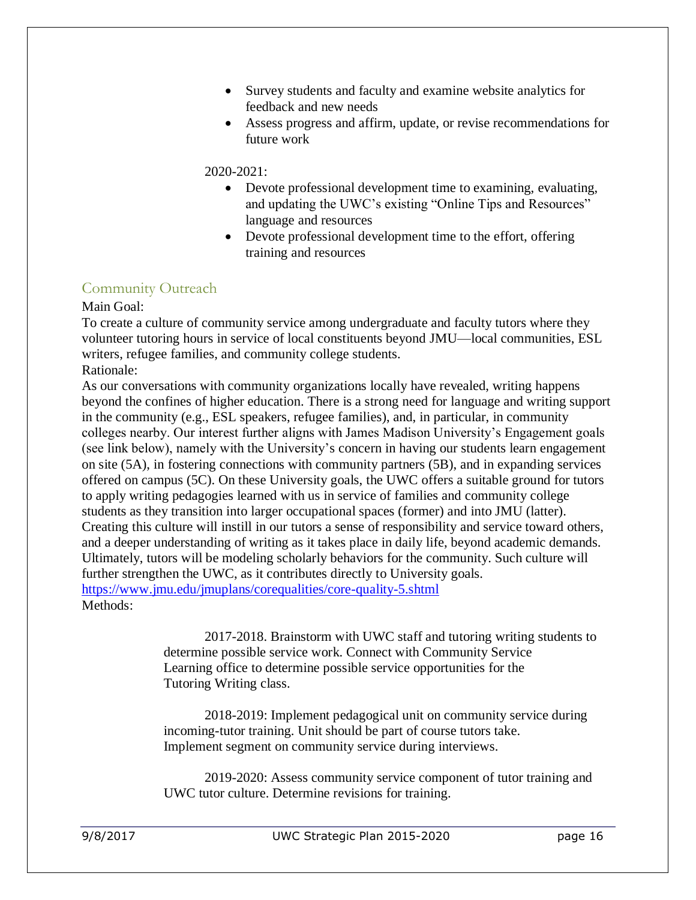- Survey students and faculty and examine website analytics for feedback and new needs
- Assess progress and affirm, update, or revise recommendations for future work

2020-2021:

- Devote professional development time to examining, evaluating, and updating the UWC's existing "Online Tips and Resources" language and resources
- Devote professional development time to the effort, offering training and resources

## Community Outreach

Main Goal:

To create a culture of community service among undergraduate and faculty tutors where they volunteer tutoring hours in service of local constituents beyond JMU—local communities, ESL writers, refugee families, and community college students.

Rationale:

As our conversations with community organizations locally have revealed, writing happens beyond the confines of higher education. There is a strong need for language and writing support in the community (e.g., ESL speakers, refugee families), and, in particular, in community colleges nearby. Our interest further aligns with James Madison University's Engagement goals (see link below), namely with the University's concern in having our students learn engagement on site (5A), in fostering connections with community partners (5B), and in expanding services offered on campus (5C). On these University goals, the UWC offers a suitable ground for tutors to apply writing pedagogies learned with us in service of families and community college students as they transition into larger occupational spaces (former) and into JMU (latter). Creating this culture will instill in our tutors a sense of responsibility and service toward others, and a deeper understanding of writing as it takes place in daily life, beyond academic demands. Ultimately, tutors will be modeling scholarly behaviors for the community. Such culture will further strengthen the UWC, as it contributes directly to University goals.
https://www.jmu.edu/jmuplans/corequalities/core-quality-5.shtml

Methods:

2017-2018. Brainstorm with UWC staff and tutoring writing students to determine possible service work. Connect with Community Service Learning office to determine possible service opportunities for the Tutoring Writing class.

2018-2019: Implement pedagogical unit on community service during incoming-tutor training. Unit should be part of course tutors take. Implement segment on community service during interviews.

2019-2020: Assess community service component of tutor training and UWC tutor culture. Determine revisions for training.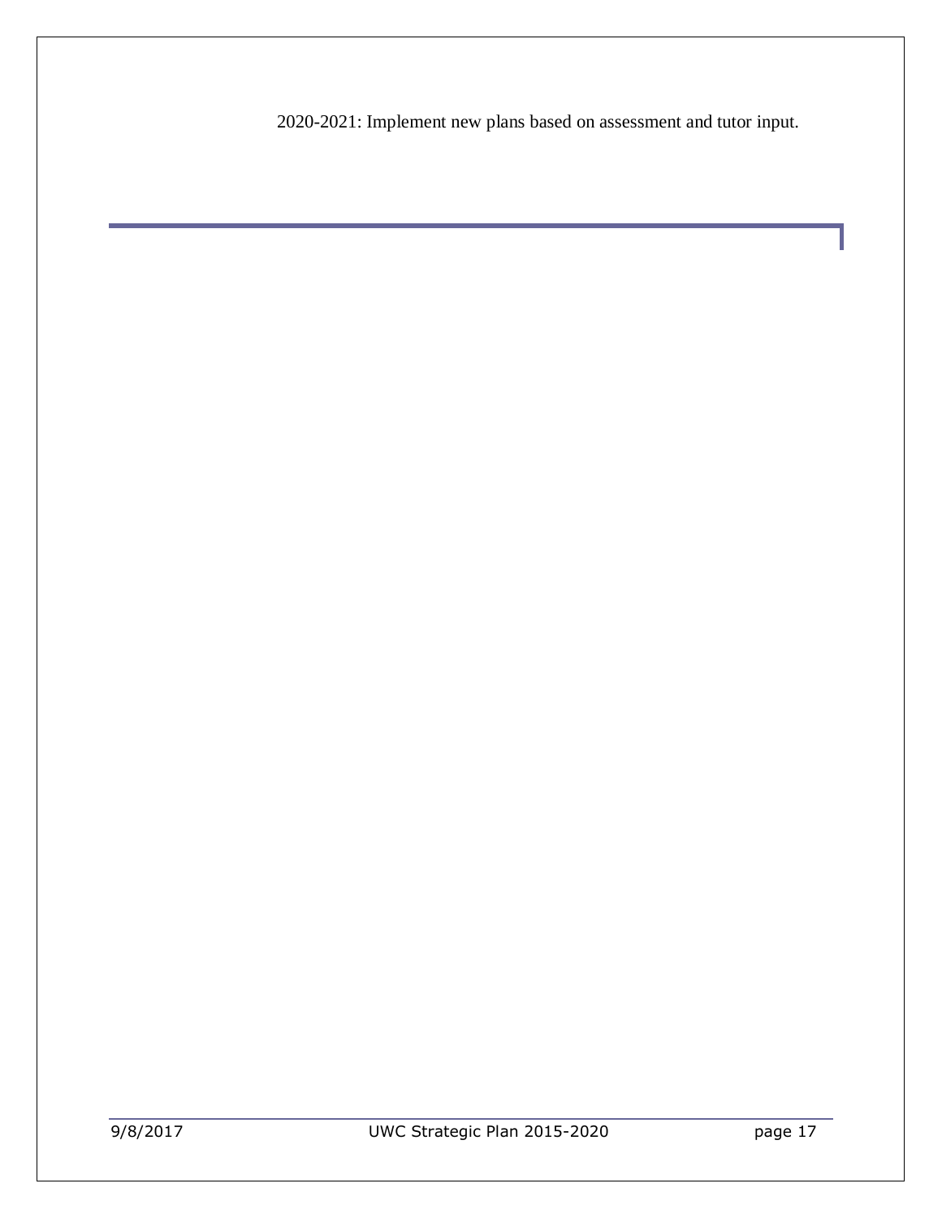2020-2021: Implement new plans based on assessment and tutor input.